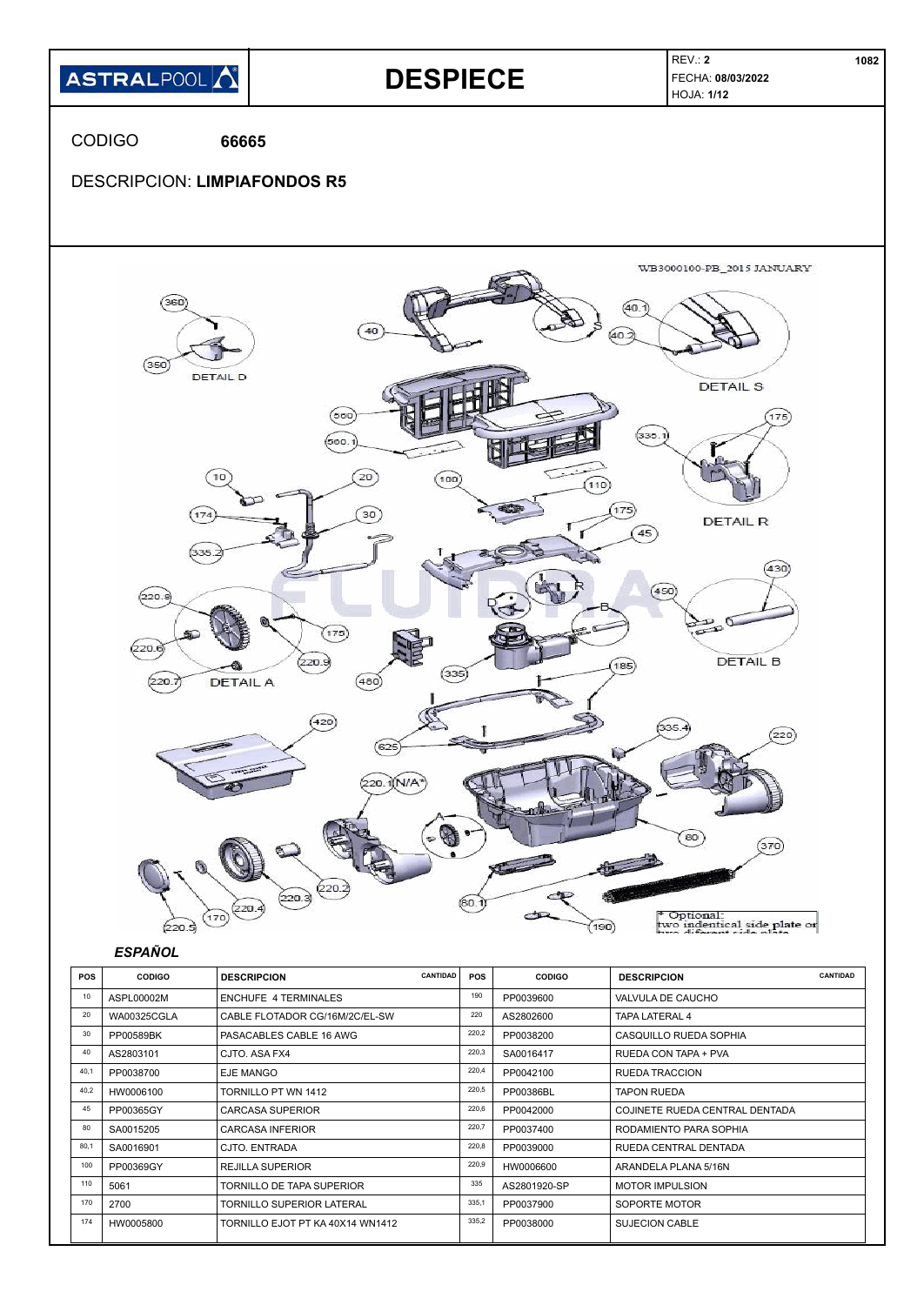| ASTRALPOOL | DESPIECE | REV.: **2** FECHA: **08/03/2022** HOJA: **1/12** | 1082 |
|---|---|---|---|

CODIGO **66665**

DESCRIPCION: **LIMPIAFONDOS R5**

WB3000100-PB_2015 JANUARY

*ESPAÑOL*

| POS | CODIGO | DESCRIPCION | CANTIDAD | POS | CODIGO | DESCRIPCION | CANTIDAD |
|---|---|---|---|---|---|---|---|
| 10 | ASPL00002M | ENCHUFE 4 TERMINALES | | 190 | PP0039600 | VALVULA DE CAUCHO | |
| 20 | WA00325CGLA | CABLE FLOTADOR CG/16M/2C/EL-SW | | 220 | AS2802600 | TAPA LATERAL 4 | |
| 30 | PP00589BK | PASACABLES CABLE 16 AWG | | 220,2 | PP0038200 | CASQUILLO RUEDA SOPHIA | |
| 40 | AS2803101 | CJTO. ASA FX4 | | 220,3 | SA0016417 | RUEDA CON TAPA + PVA | |
| 40,1 | PP0038700 | EJE MANGO | | 220,4 | PP0042100 | RUEDA TRACCION | |
| 40,2 | HW0006100 | TORNILLO PT WN 1412 | | 220,5 | PP00386BL | TAPON RUEDA | |
| 45 | PP00365GY | CARCASA SUPERIOR | | 220,6 | PP0042000 | COJINETE RUEDA CENTRAL DENTADA | |
| 80 | SA0015205 | CARCASA INFERIOR | | 220,7 | PP0037400 | RODAMIENTO PARA SOPHIA | |
| 80,1 | SA0016901 | CJTO. ENTRADA | | 220,8 | PP0039000 | RUEDA CENTRAL DENTADA | |
| 100 | PP00369GY | REJILLA SUPERIOR | | 220,9 | HW0006600 | ARANDELA PLANA 5/16N | |
| 110 | 5061 | TORNILLO DE TAPA SUPERIOR | | 335 | AS2801920-SP | MOTOR IMPULSION | |
| 170 | 2700 | TORNILLO SUPERIOR LATERAL | | 335,1 | PP0037900 | SOPORTE MOTOR | |
| 174 | HW0005800 | TORNILLO EJOT PT KA 40X14 WN1412 | | 335,2 | PP0038000 | SUJECION CABLE | |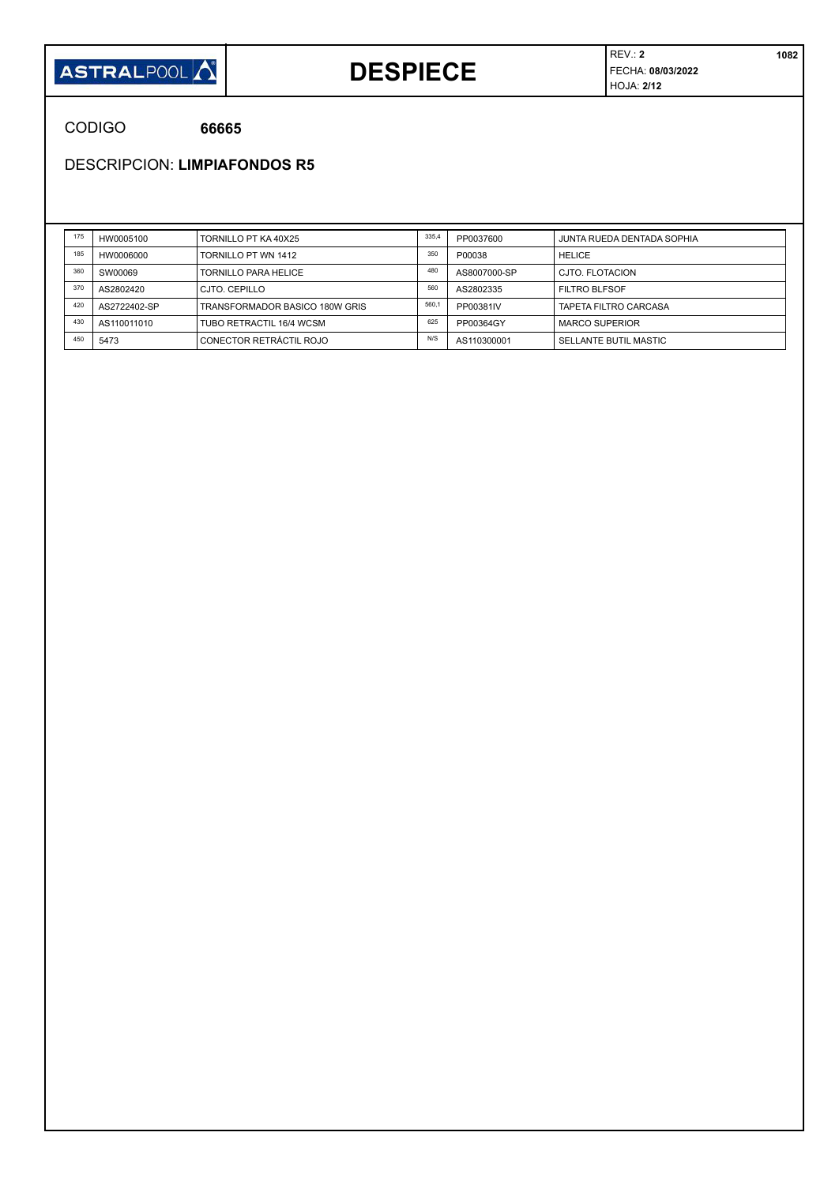# DESPIECE

REV.: **2**
FECHA: **08/03/2022**
HOJA: **2/12**

CODIGO **66665**

DESCRIPCION: **LIMPIAFONDOS R5**

| | | | | | |
|---|---|---|---|---|---|
| 175 | HW0005100 | TORNILLO PT KA 40X25 | 335,4 | PP0037600 | JUNTA RUEDA DENTADA SOPHIA |
| 185 | HW0006000 | TORNILLO PT WN 1412 | 350 | P00038 | HELICE |
| 360 | SW00069 | TORNILLO PARA HELICE | 480 | AS8007000-SP | CJTO. FLOTACION |
| 370 | AS2802420 | CJTO. CEPILLO | 560 | AS2802335 | FILTRO BLFSOF |
| 420 | AS2722402-SP | TRANSFORMADOR BASICO 180W GRIS | 560,1 | PP00381IV | TAPETA FILTRO CARCASA |
| 430 | AS110011010 | TUBO RETRACTIL 16/4 WCSM | 625 | PP00364GY | MARCO SUPERIOR |
| 450 | 5473 | CONECTOR RETRÁCTIL ROJO | N/S | AS110300001 | SELLANTE BUTIL MASTIC |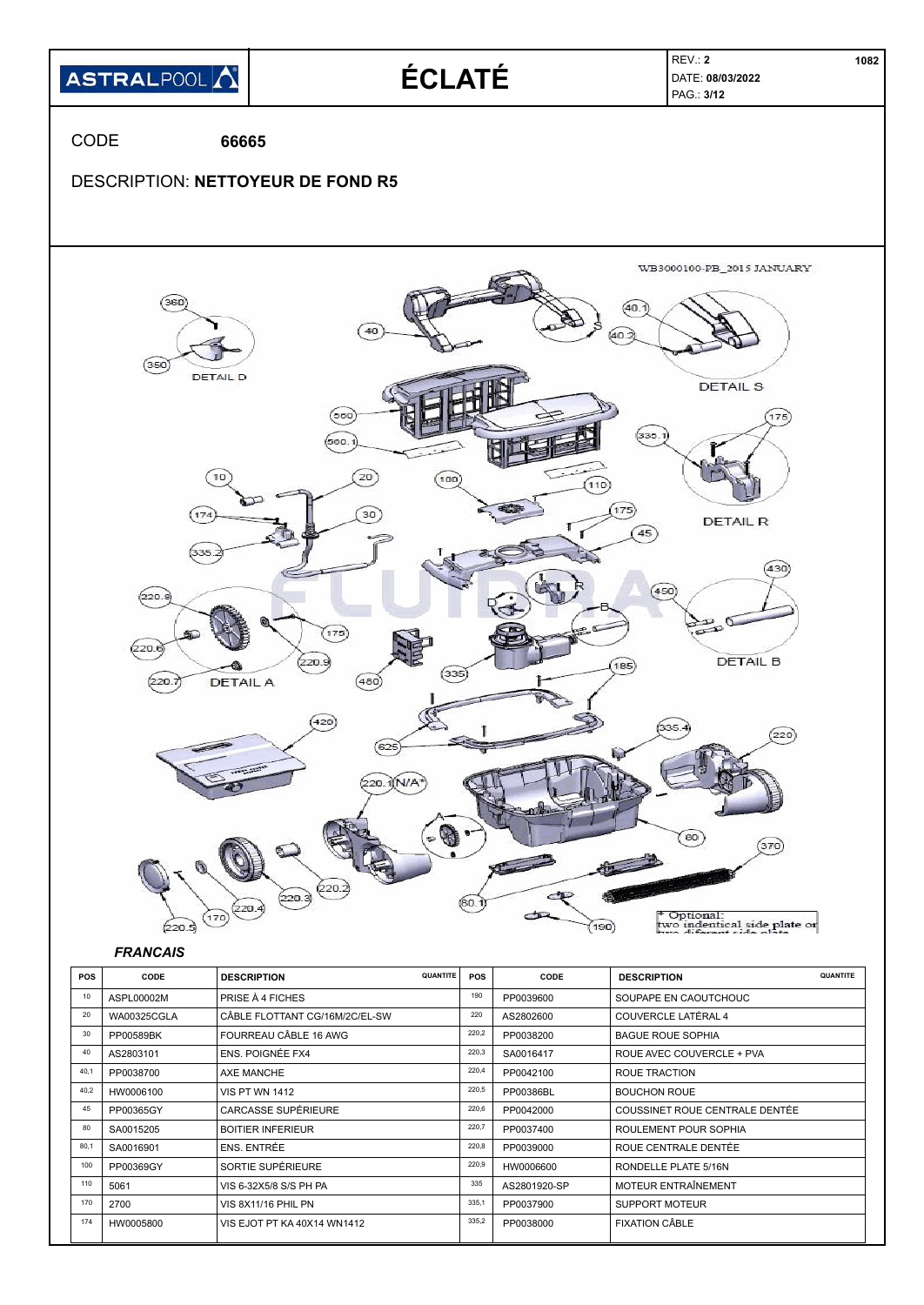# ÉCLATÉ

REV.: **2**
DATE: **08/03/2022**

CODE **66665**

DESCRIPTION: **NETTOYEUR DE FOND R5**

WB3000100-PB_2015 JANUARY

### *FRANCAIS*

| POS | CODE | DESCRIPTION | QUANTITE | POS | CODE | DESCRIPTION | QUANTITE |
|---|---|---|---|---|---|---|---|
| 10 | ASPL00002M | PRISE À 4 FICHES | | 190 | PP0039600 | SOUPAPE EN CAOUTCHOUC | |
| 20 | WA00325CGLA | CÂBLE FLOTTANT CG/16M/2C/EL-SW | | 220 | AS2802600 | COUVERCLE LATÉRAL 4 | |
| 30 | PP00589BK | FOURREAU CÂBLE 16 AWG | | 220,2 | PP0038200 | BAGUE ROUE SOPHIA | |
| 40 | AS2803101 | ENS. POIGNÉE FX4 | | 220,3 | SA0016417 | ROUE AVEC COUVERCLE + PVA | |
| 40,1 | PP0038700 | AXE MANCHE | | 220,4 | PP0042100 | ROUE TRACTION | |
| 40,2 | HW0006100 | VIS PT WN 1412 | | 220,5 | PP00386BL | BOUCHON ROUE | |
| 45 | PP00365GY | CARCASSE SUPÉRIEURE | | 220,6 | PP0042000 | COUSSINET ROUE CENTRALE DENTÉE | |
| 80 | SA0015205 | BOITIER INFERIEUR | | 220,7 | PP0037400 | ROULEMENT POUR SOPHIA | |
| 80,1 | SA0016901 | ENS. ENTRÉE | | 220,8 | PP0039000 | ROUE CENTRALE DENTÉE | |
| 100 | PP00369GY | SORTIE SUPÉRIEURE | | 220,9 | HW0006600 | RONDELLE PLATE 5/16N | |
| 110 | 5061 | VIS 6-32X5/8 S/S PH PA | | 335 | AS2801920-SP | MOTEUR ENTRAÎNEMENT | |
| 170 | 2700 | VIS 8X11/16 PHIL PN | | 335,1 | PP0037900 | SUPPORT MOTEUR | |
| 174 | HW0005800 | VIS EJOT PT KA 40X14 WN1412 | | 335,2 | PP0038000 | FIXATION CÂBLE | |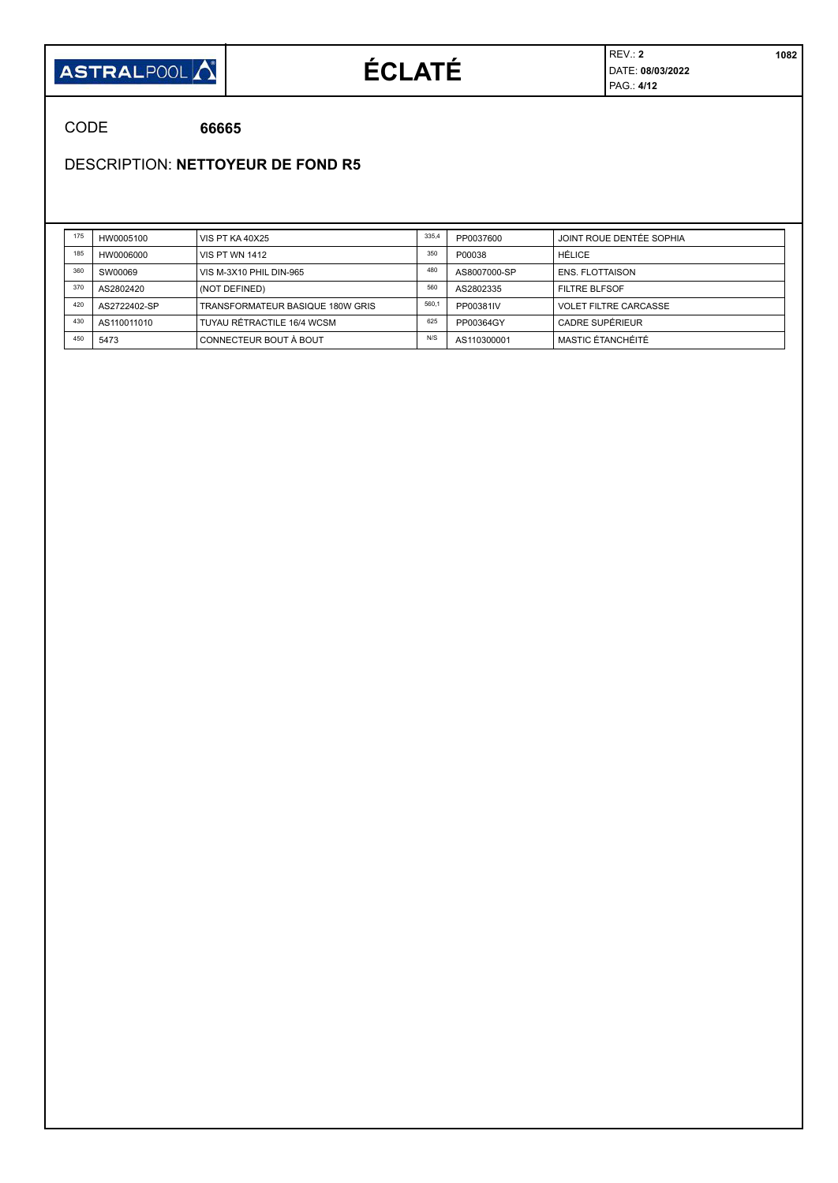# ÉCLATÉ

REV.: **2**

DATE: **08/03/2022**

CODE **66665**

DESCRIPTION: **NETTOYEUR DE FOND R5**

| | | | | | |
|---|---|---|---|---|---|
| 175 | HW0005100 | VIS PT KA 40X25 | 335,4 | PP0037600 | JOINT ROUE DENTÉE SOPHIA |
| 185 | HW0006000 | VIS PT WN 1412 | 350 | P00038 | HÉLICE |
| 360 | SW00069 | VIS M-3X10 PHIL DIN-965 | 480 | AS8007000-SP | ENS. FLOTTAISON |
| 370 | AS2802420 | (NOT DEFINED) | 560 | AS2802335 | FILTRE BLFSOF |
| 420 | AS2722402-SP | TRANSFORMATEUR BASIQUE 180W GRIS | 560,1 | PP00381IV | VOLET FILTRE CARCASSE |
| 430 | AS110011010 | TUYAU RÉTRACTILE 16/4 WCSM | 625 | PP00364GY | CADRE SUPÉRIEUR |
| 450 | 5473 | CONNECTEUR BOUT À BOUT | N/S | AS110300001 | MASTIC ÉTANCHÉITÉ |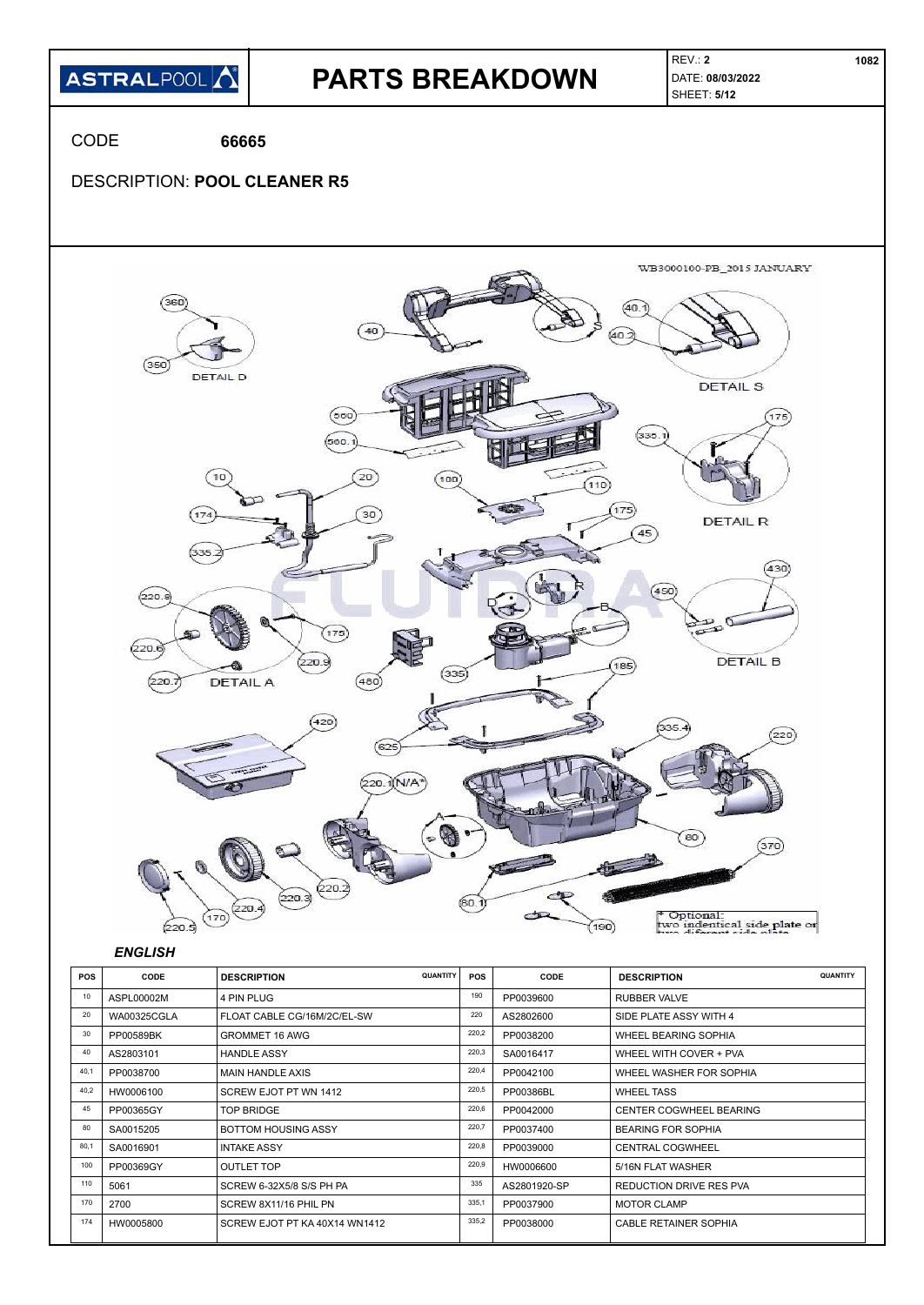**ASTRALPOOL**

# PARTS BREAKDOWN

REV.: **2**
DATE: **08/03/2022**
SHEET: **5/12**

1082

CODE **66665**

DESCRIPTION: **POOL CLEANER R5**

WB3000100-PB_2015 JANUARY

DETAIL D
DETAIL S
DETAIL R
DETAIL A
DETAIL B

* Optional:
two indentical side plate or two different side plate

### *ENGLISH*

| POS | CODE | DESCRIPTION | QUANTITY | POS | CODE | DESCRIPTION | QUANTITY |
|---|---|---|---|---|---|---|---|
| 10 | ASPL00002M | 4 PIN PLUG | | 190 | PP0039600 | RUBBER VALVE | |
| 20 | WA00325CGLA | FLOAT CABLE CG/16M/2C/EL-SW | | 220 | AS2802600 | SIDE PLATE ASSY WITH 4 | |
| 30 | PP00589BK | GROMMET 16 AWG | | 220,2 | PP0038200 | WHEEL BEARING SOPHIA | |
| 40 | AS2803101 | HANDLE ASSY | | 220,3 | SA0016417 | WHEEL WITH COVER + PVA | |
| 40,1 | PP0038700 | MAIN HANDLE AXIS | | 220,4 | PP0042100 | WHEEL WASHER FOR SOPHIA | |
| 40,2 | HW0006100 | SCREW EJOT PT WN 1412 | | 220,5 | PP00386BL | WHEEL TASS | |
| 45 | PP00365GY | TOP BRIDGE | | 220,6 | PP0042000 | CENTER COGWHEEL BEARING | |
| 80 | SA0015205 | BOTTOM HOUSING ASSY | | 220,7 | PP0037400 | BEARING FOR SOPHIA | |
| 80,1 | SA0016901 | INTAKE ASSY | | 220,8 | PP0039000 | CENTRAL COGWHEEL | |
| 100 | PP00369GY | OUTLET TOP | | 220,9 | HW0006600 | 5/16N FLAT WASHER | |
| 110 | 5061 | SCREW 6-32X5/8 S/S PH PA | | 335 | AS2801920-SP | REDUCTION DRIVE RES PVA | |
| 170 | 2700 | SCREW 8X11/16 PHIL PN | | 335,1 | PP0037900 | MOTOR CLAMP | |
| 174 | HW0005800 | SCREW EJOT PT KA 40X14 WN1412 | | 335,2 | PP0038000 | CABLE RETAINER SOPHIA | |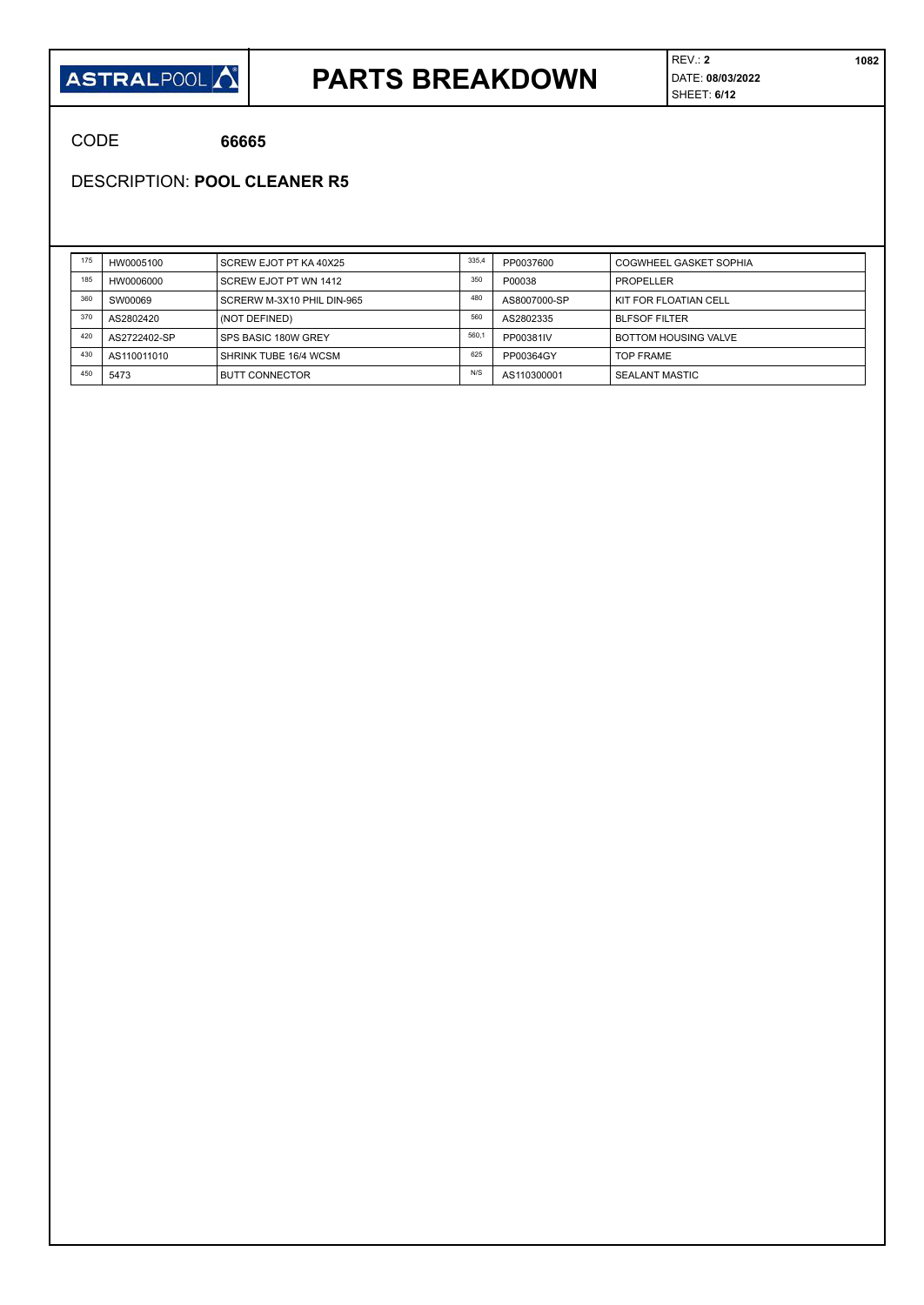**ASTRALPOOL**

# PARTS BREAKDOWN

REV.: **2**
DATE: **08/03/2022**
SHEET: **6/12**

**1082**

CODE **66665**

DESCRIPTION: **POOL CLEANER R5**

| | | | | | |
|---|---|---|---|---|---|
| 175 | HW0005100 | SCREW EJOT PT KA 40X25 | 335,4 | PP0037600 | COGWHEEL GASKET SOPHIA |
| 185 | HW0006000 | SCREW EJOT PT WN 1412 | 350 | P00038 | PROPELLER |
| 360 | SW00069 | SCRERW M-3X10 PHIL DIN-965 | 480 | AS8007000-SP | KIT FOR FLOATIAN CELL |
| 370 | AS2802420 | (NOT DEFINED) | 560 | AS2802335 | BLFSOF FILTER |
| 420 | AS2722402-SP | SPS BASIC 180W GREY | 560,1 | PP00381IV | BOTTOM HOUSING VALVE |
| 430 | AS110011010 | SHRINK TUBE 16/4 WCSM | 625 | PP00364GY | TOP FRAME |
| 450 | 5473 | BUTT CONNECTOR | N/S | AS110300001 | SEALANT MASTIC |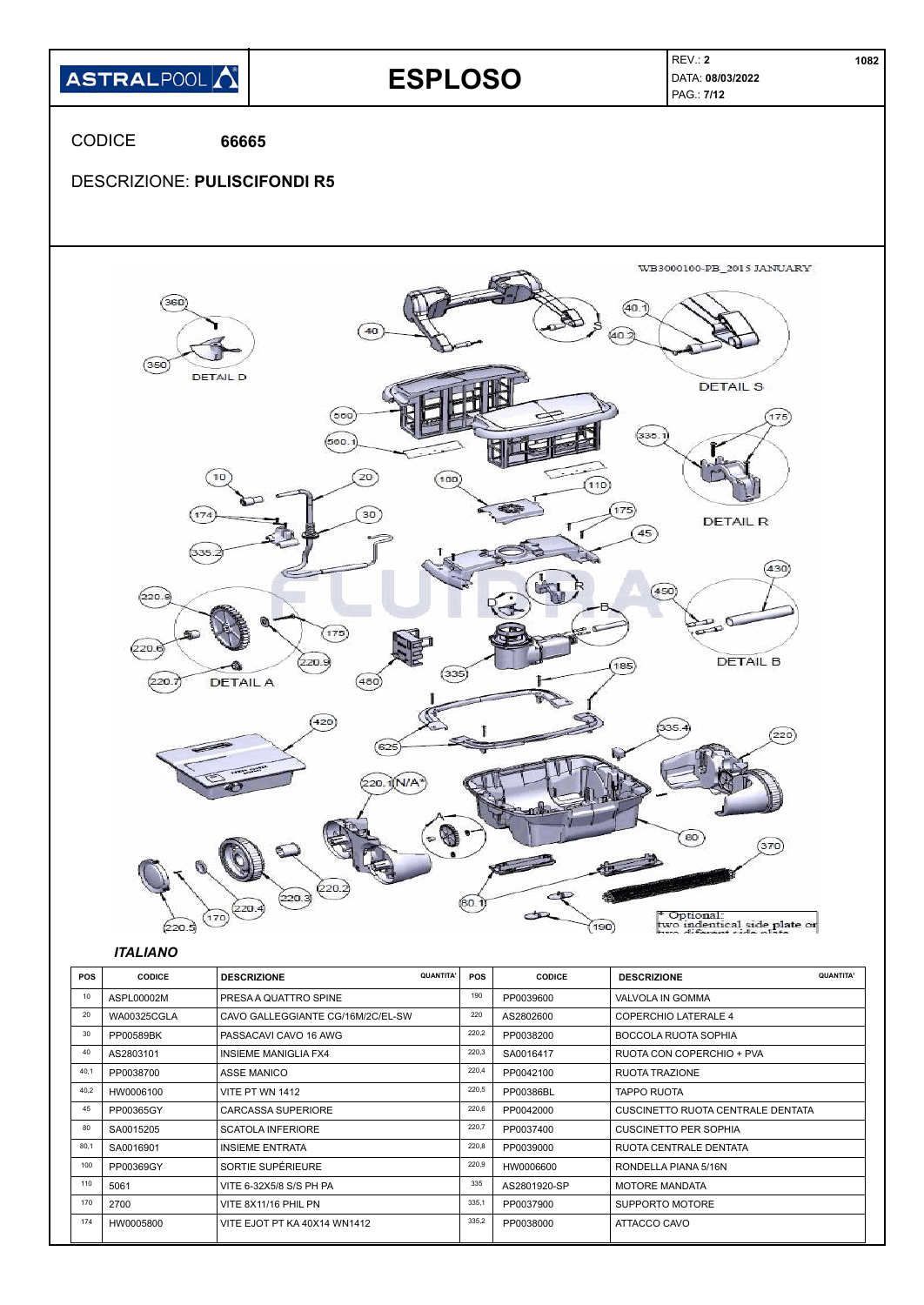# ESPLOSO

REV.: **2**
DATA: **08/03/2022**

1082

CODICE **66665**

DESCRIZIONE: **PULISCIFONDI R5**

WB3000100-PB_2015 JANUARY

DETAIL D

DETAIL S

DETAIL R

DETAIL A

DETAIL B

\* Optional: two indentical side plate or two diferent side plate

*ITALIANO*

| POS | CODICE | DESCRIZIONE | QUANTITA' | POS | CODICE | DESCRIZIONE | QUANTITA' |
|---|---|---|---|---|---|---|---|
| 10 | ASPL00002M | PRESA A QUATTRO SPINE | | 190 | PP0039600 | VALVOLA IN GOMMA | |
| 20 | WA00325CGLA | CAVO GALLEGGIANTE CG/16M/2C/EL-SW | | 220 | AS2802600 | COPERCHIO LATERALE 4 | |
| 30 | PP00589BK | PASSACAVI CAVO 16 AWG | | 220,2 | PP0038200 | BOCCOLA RUOTA SOPHIA | |
| 40 | AS2803101 | INSIEME MANIGLIA FX4 | | 220,3 | SA0016417 | RUOTA CON COPERCHIO + PVA | |
| 40,1 | PP0038700 | ASSE MANICO | | 220,4 | PP0042100 | RUOTA TRAZIONE | |
| 40,2 | HW0006100 | VITE PT WN 1412 | | 220,5 | PP00386BL | TAPPO RUOTA | |
| 45 | PP00365GY | CARCASSA SUPERIORE | | 220,6 | PP0042000 | CUSCINETTO RUOTA CENTRALE DENTATA | |
| 80 | SA0015205 | SCATOLA INFERIORE | | 220,7 | PP0037400 | CUSCINETTO PER SOPHIA | |
| 80,1 | SA0016901 | INSIEME ENTRATA | | 220,8 | PP0039000 | RUOTA CENTRALE DENTATA | |
| 100 | PP00369GY | SORTIE SUPÉRIEURE | | 220,9 | HW0006600 | RONDELLA PIANA 5/16N | |
| 110 | 5061 | VITE 6-32X5/8 S/S PH PA | | 335 | AS2801920-SP | MOTORE MANDATA | |
| 170 | 2700 | VITE 8X11/16 PHIL PN | | 335,1 | PP0037900 | SUPPORTO MOTORE | |
| 174 | HW0005800 | VITE EJOT PT KA 40X14 WN1412 | | 335,2 | PP0038000 | ATTACCO CAVO | |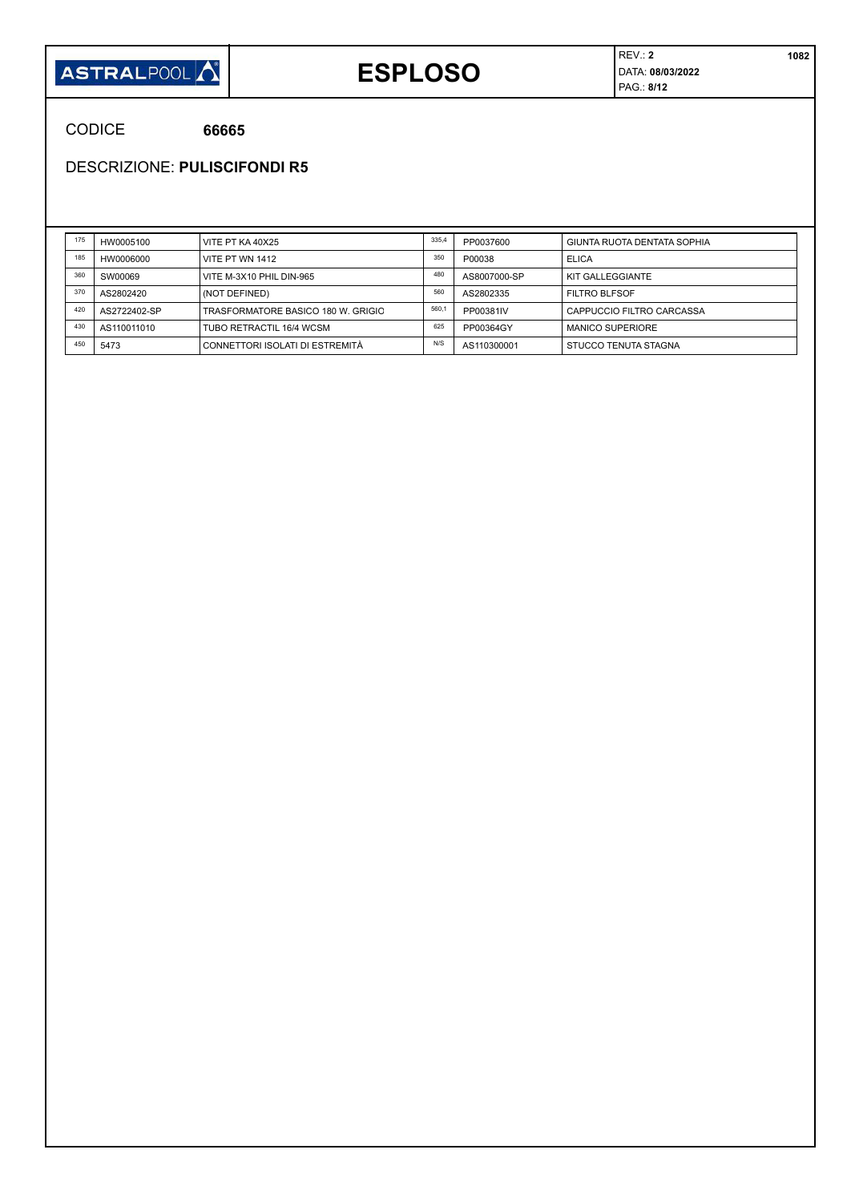# ESPLOSO

REV.: **2**
DATA: **08/03/2022**

CODICE **66665**

DESCRIZIONE: **PULISCIFONDI R5**

| | | | | | |
|---|---|---|---|---|---|
| 175 | HW0005100 | VITE PT KA 40X25 | 335,4 | PP0037600 | GIUNTA RUOTA DENTATA SOPHIA |
| 185 | HW0006000 | VITE PT WN 1412 | 350 | P00038 | ELICA |
| 360 | SW00069 | VITE M-3X10 PHIL DIN-965 | 480 | AS8007000-SP | KIT GALLEGGIANTE |
| 370 | AS2802420 | (NOT DEFINED) | 560 | AS2802335 | FILTRO BLFSOF |
| 420 | AS2722402-SP | TRASFORMATORE BASICO 180 W. GRIGIO | 560,1 | PP00381IV | CAPPUCCIO FILTRO CARCASSA |
| 430 | AS110011010 | TUBO RETRACTIL 16/4 WCSM | 625 | PP00364GY | MANICO SUPERIORE |
| 450 | 5473 | CONNETTORI ISOLATI DI ESTREMITÀ | N/S | AS110300001 | STUCCO TENUTA STAGNA |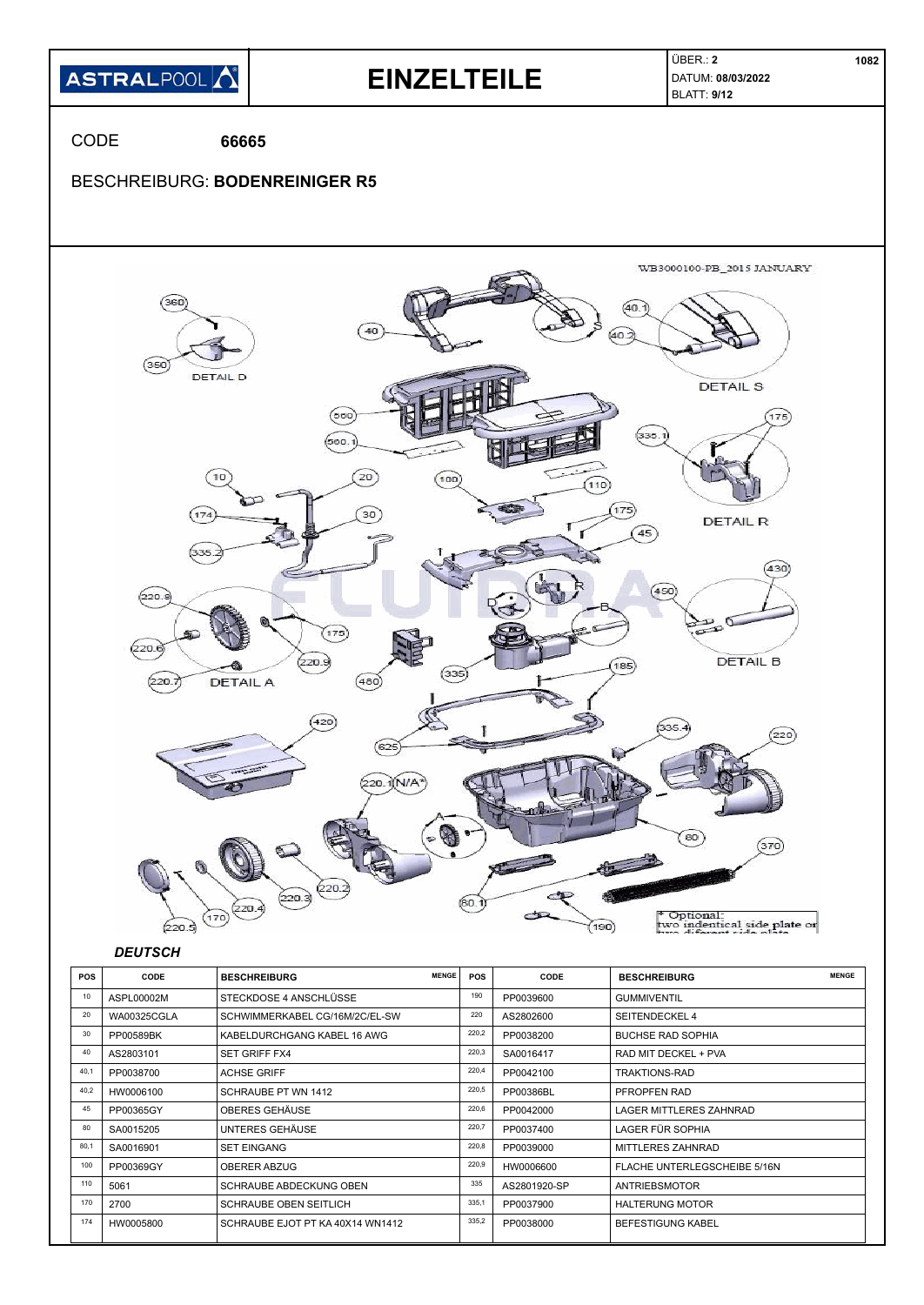| ASTRALPOOL | EINZELTEILE | ÜBER.: **2** DATUM: **08/03/2022** BLATT: **9/12** | 1082 |
|---|---|---|---|

CODE **66665**

BESCHREIBURG: **BODENREINIGER R5**

WB3000100-PB_2015 JANUARY

DETAIL D

DETAIL S

DETAIL R

DETAIL A

DETAIL B

* Optional: two indentical side plate or two different side plate

***DEUTSCH***

| POS | CODE | BESCHREIBURG | MENGE | POS | CODE | BESCHREIBURG | MENGE |
|---|---|---|---|---|---|---|---|
| 10 | ASPL00002M | STECKDOSE 4 ANSCHLÜSSE | | 190 | PP0039600 | GUMMIVENTIL | |
| 20 | WA00325CGLA | SCHWIMMERKABEL CG/16M/2C/EL-SW | | 220 | AS2802600 | SEITENDECKEL 4 | |
| 30 | PP00589BK | KABELDURCHGANG KABEL 16 AWG | | 220,2 | PP0038200 | BUCHSE RAD SOPHIA | |
| 40 | AS2803101 | SET GRIFF FX4 | | 220,3 | SA0016417 | RAD MIT DECKEL + PVA | |
| 40,1 | PP0038700 | ACHSE GRIFF | | 220,4 | PP0042100 | TRAKTIONS-RAD | |
| 40,2 | HW0006100 | SCHRAUBE PT WN 1412 | | 220,5 | PP00386BL | PFROPFEN RAD | |
| 45 | PP00365GY | OBERES GEHÄUSE | | 220,6 | PP0042000 | LAGER MITTLERES ZAHNRAD | |
| 80 | SA0015205 | UNTERES GEHÄUSE | | 220,7 | PP0037400 | LAGER FÜR SOPHIA | |
| 80,1 | SA0016901 | SET EINGANG | | 220,8 | PP0039000 | MITTLERES ZAHNRAD | |
| 100 | PP00369GY | OBERER ABZUG | | 220,9 | HW0006600 | FLACHE UNTERLEGSCHEIBE 5/16N | |
| 110 | 5061 | SCHRAUBE ABDECKUNG OBEN | | 335 | AS2801920-SP | ANTRIEBSMOTOR | |
| 170 | 2700 | SCHRAUBE OBEN SEITLICH | | 335,1 | PP0037900 | HALTERUNG MOTOR | |
| 174 | HW0005800 | SCHRAUBE EJOT PT KA 40X14 WN1412 | | 335,2 | PP0038000 | BEFESTIGUNG KABEL | |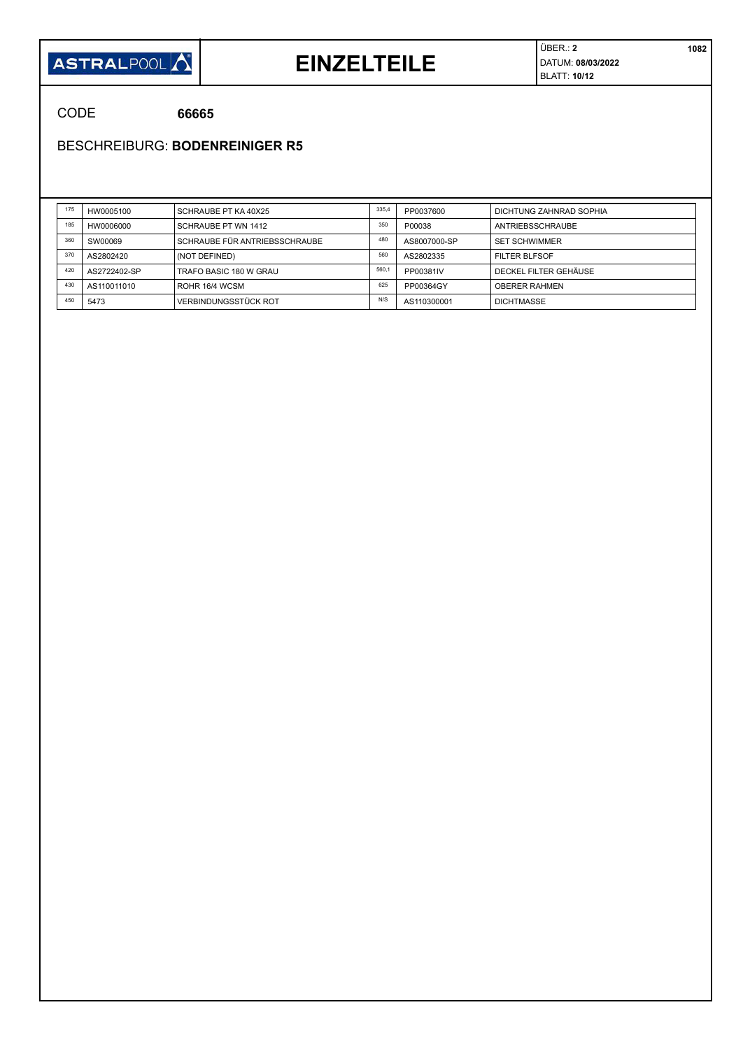# EINZELTEILE

ÜBER.: **2**
DATUM: **08/03/2022**
BLATT: **10/12**

CODE **66665**

BESCHREIBURG: **BODENREINIGER R5**

| | | | | | |
|---|---|---|---|---|---|
| 175 | HW0005100 | SCHRAUBE PT KA 40X25 | 335,4 | PP0037600 | DICHTUNG ZAHNRAD SOPHIA |
| 185 | HW0006000 | SCHRAUBE PT WN 1412 | 350 | P00038 | ANTRIEBSSCHRAUBE |
| 360 | SW00069 | SCHRAUBE FÜR ANTRIEBSSCHRAUBE | 480 | AS8007000-SP | SET SCHWIMMER |
| 370 | AS2802420 | (NOT DEFINED) | 560 | AS2802335 | FILTER BLFSOF |
| 420 | AS2722402-SP | TRAFO BASIC 180 W GRAU | 560,1 | PP00381IV | DECKEL FILTER GEHÄUSE |
| 430 | AS110011010 | ROHR 16/4 WCSM | 625 | PP00364GY | OBERER RAHMEN |
| 450 | 5473 | VERBINDUNGSSTÜCK ROT | N/S | AS110300001 | DICHTMASSE |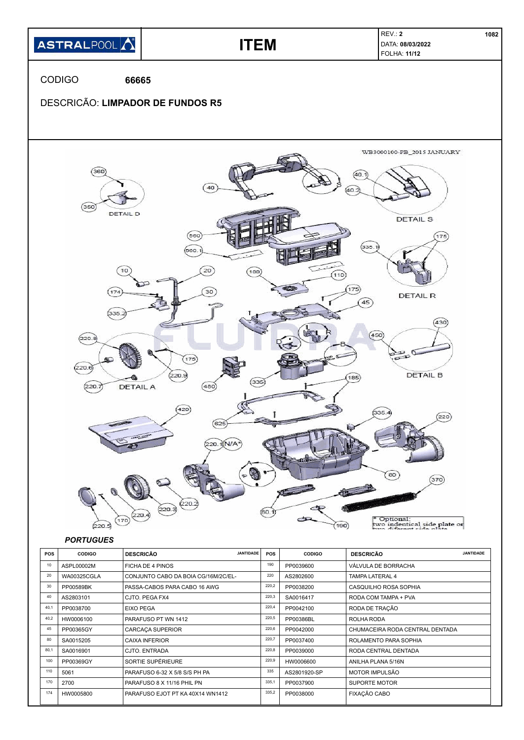**ASTRALPOOL** | **ITEM** | REV.: **2** | **1082**
DATA: **08/03/2022**
FOLHA: **11/12**

CODIGO **66665**

DESCRICÃO: **LIMPADOR DE FUNDOS R5**

WB3000100-PB_2015 JANUARY

DETAIL D

DETAIL S

DETAIL R

DETAIL A

DETAIL B

\* Optional:
two indentical side plate or two diferent side plate

### *PORTUGUES*

| POS | CODIGO | DESCRICÃO | JANTIDADE | POS | CODIGO | DESCRICÃO | JANTIDADE |
|---|---|---|---|---|---|---|---|
| 10 | ASPL00002M | FICHA DE 4 PINOS | | 190 | PP0039600 | VÁLVULA DE BORRACHA | |
| 20 | WA00325CGLA | CONJUNTO CABO DA BOIA CG/16M/2C/EL- | | 220 | AS2802600 | TAMPA LATERAL 4 | |
| 30 | PP00589BK | PASSA-CABOS PARA CABO 16 AWG | | 220,2 | PP0038200 | CASQUILHO ROSA SOPHIA | |
| 40 | AS2803101 | CJTO. PEGA FX4 | | 220,3 | SA0016417 | RODA COM TAMPA + PVA | |
| 40,1 | PP0038700 | EIXO PEGA | | 220,4 | PP0042100 | RODA DE TRAÇÃO | |
| 40,2 | HW0006100 | PARAFUSO PT WN 1412 | | 220,5 | PP00386BL | ROLHA RODA | |
| 45 | PP00365GY | CARCAÇA SUPERIOR | | 220,6 | PP0042000 | CHUMACEIRA RODA CENTRAL DENTADA | |
| 80 | SA0015205 | CAIXA INFERIOR | | 220,7 | PP0037400 | ROLAMENTO PARA SOPHIA | |
| 80,1 | SA0016901 | CJTO. ENTRADA | | 220,8 | PP0039000 | RODA CENTRAL DENTADA | |
| 100 | PP00369GY | SORTIE SUPÉRIEURE | | 220,9 | HW0006600 | ANILHA PLANA 5/16N | |
| 110 | 5061 | PARAFUSO 6-32 X 5/8 S/S PH PA | | 335 | AS2801920-SP | MOTOR IMPULSÃO | |
| 170 | 2700 | PARAFUSO 8 X 11/16 PHIL PN | | 335,1 | PP0037900 | SUPORTE MOTOR | |
| 174 | HW0005800 | PARAFUSO EJOT PT KA 40X14 WN1412 | | 335,2 | PP0038000 | FIXAÇÃO CABO | |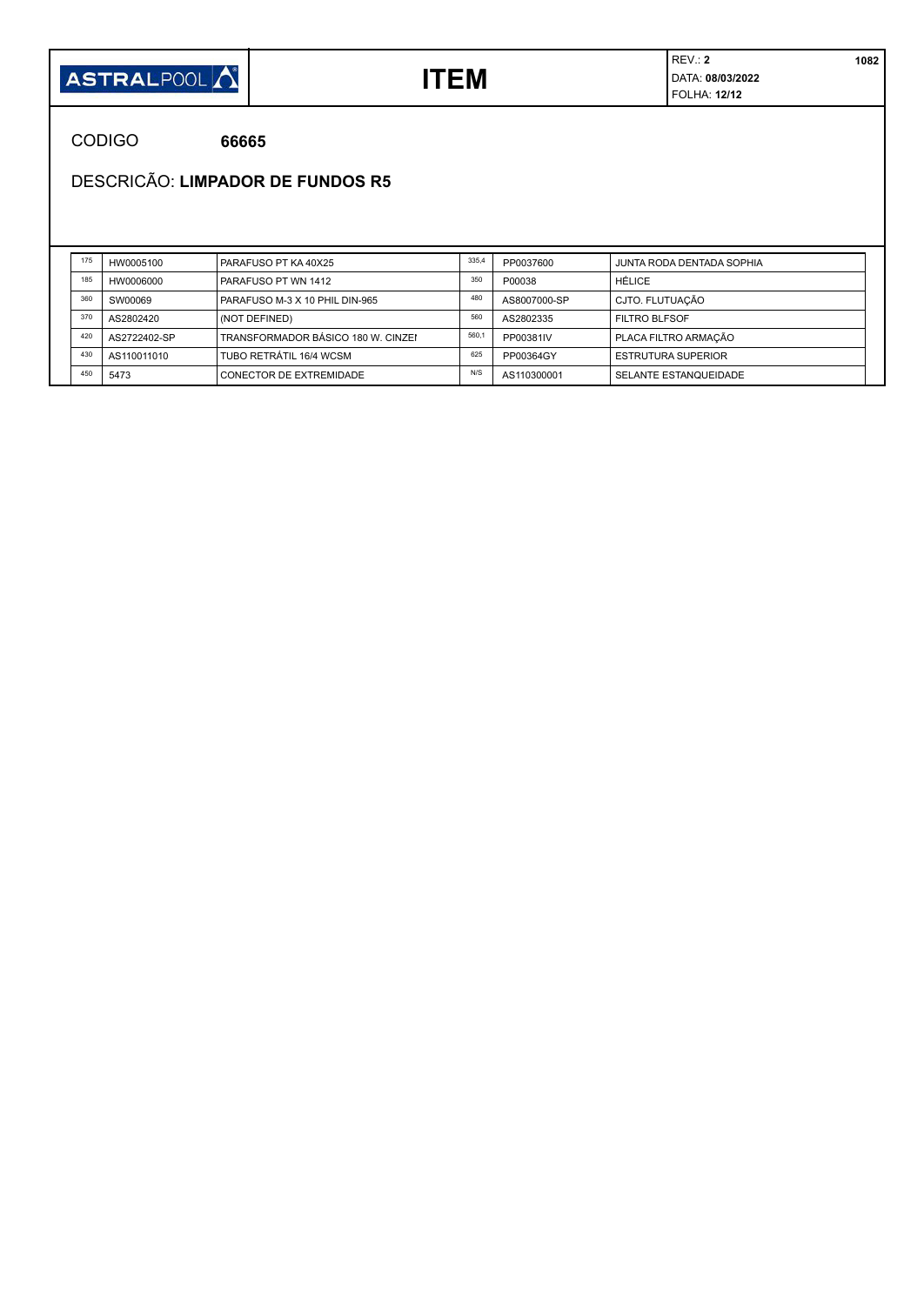ASTRALPOOL

# ITEM

REV.: **2**
DATA: **08/03/2022**
FOLHA: **12/12**

1082

CODIGO **66665**

## DESCRICÃO: **LIMPADOR DE FUNDOS R5**

| | | | | | |
|---|---|---|---|---|---|
| 175 | HW0005100 | PARAFUSO PT KA 40X25 | 335,4 | PP0037600 | JUNTA RODA DENTADA SOPHIA |
| 185 | HW0006000 | PARAFUSO PT WN 1412 | 350 | P00038 | HÉLICE |
| 360 | SW00069 | PARAFUSO M-3 X 10 PHIL DIN-965 | 480 | AS8007000-SP | CJTO. FLUTUAÇÃO |
| 370 | AS2802420 | (NOT DEFINED) | 560 | AS2802335 | FILTRO BLFSOF |
| 420 | AS2722402-SP | TRANSFORMADOR BÁSICO 180 W. CINZEI | 560,1 | PP00381IV | PLACA FILTRO ARMAÇÃO |
| 430 | AS110011010 | TUBO RETRÁTIL 16/4 WCSM | 625 | PP00364GY | ESTRUTURA SUPERIOR |
| 450 | 5473 | CONECTOR DE EXTREMIDADE | N/S | AS110300001 | SELANTE ESTANQUEIDADE |